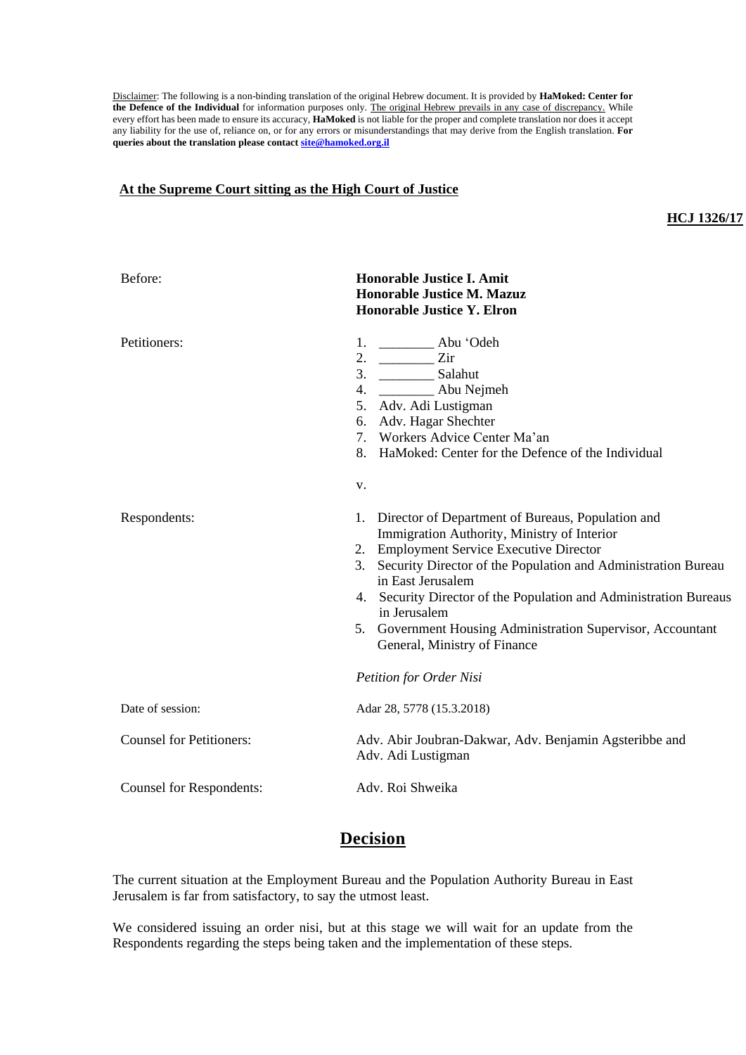Disclaimer: The following is a non-binding translation of the original Hebrew document. It is provided by **HaMoked: Center for the Defence of the Individual** for information purposes only. The original Hebrew prevails in any case of discrepancy. While every effort has been made to ensure its accuracy, **HaMoked** is not liable for the proper and complete translation nor does it accept any liability for the use of, reliance on, or for any errors or misunderstandings that may derive from the English translation. **For queries about the translation please contact site@hamoked.org.il**

**At the Supreme Court sitting as the High Court of Justice**

**HCJ 1326/17**

Before:

**Honorable Justice I. Amit**
**Honorable Justice M. Mazuz**
**Honorable Justice Y. Elron**

Petitioners:

1. ________ Abu 'Odeh
2. ________ Zir
3. ________ Salahut
4. ________ Abu Nejmeh
5. Adv. Adi Lustigman
6. Adv. Hagar Shechter
7. Workers Advice Center Ma'an
8. HaMoked: Center for the Defence of the Individual

v.

Respondents:

1. Director of Department of Bureaus, Population and Immigration Authority, Ministry of Interior
2. Employment Service Executive Director
3. Security Director of the Population and Administration Bureau in East Jerusalem
4. Security Director of the Population and Administration Bureaus in Jerusalem
5. Government Housing Administration Supervisor, Accountant General, Ministry of Finance

*Petition for Order Nisi*

Date of session: Adar 28, 5778 (15.3.2018)

Counsel for Petitioners: Adv. Abir Joubran-Dakwar, Adv. Benjamin Agsteribbe and Adv. Adi Lustigman

Counsel for Respondents: Adv. Roi Shweika

## Decision

The current situation at the Employment Bureau and the Population Authority Bureau in East Jerusalem is far from satisfactory, to say the utmost least.

We considered issuing an order nisi, but at this stage we will wait for an update from the Respondents regarding the steps being taken and the implementation of these steps.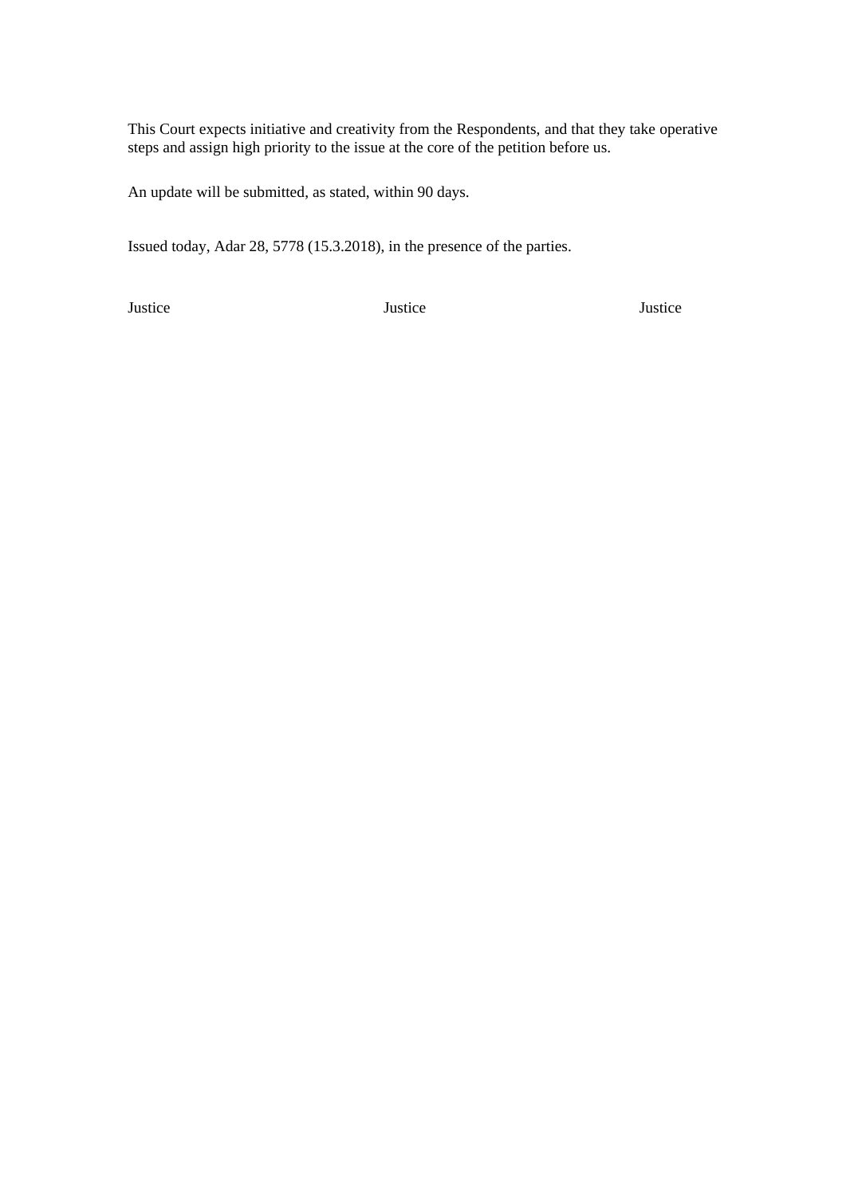This Court expects initiative and creativity from the Respondents, and that they take operative steps and assign high priority to the issue at the core of the petition before us.

An update will be submitted, as stated, within 90 days.

Issued today, Adar 28, 5778 (15.3.2018), in the presence of the parties.

Justice Justice Justice